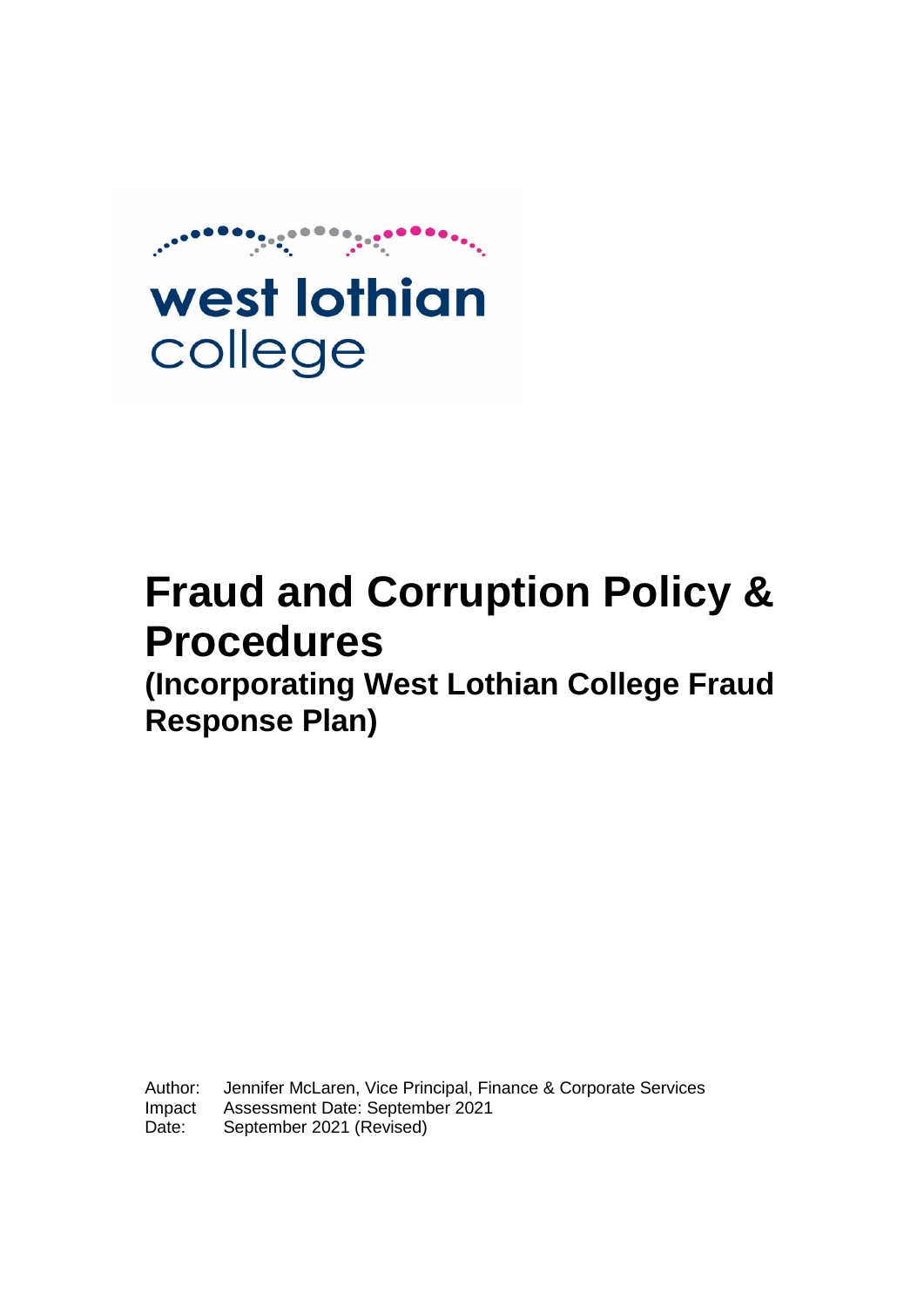west lothian college

# Fraud and Corruption Policy & Procedures

## (Incorporating West Lothian College Fraud Response Plan)

Author: Jennifer McLaren, Vice Principal, Finance & Corporate Services
Impact Assessment Date: September 2021
Date: September 2021 (Revised)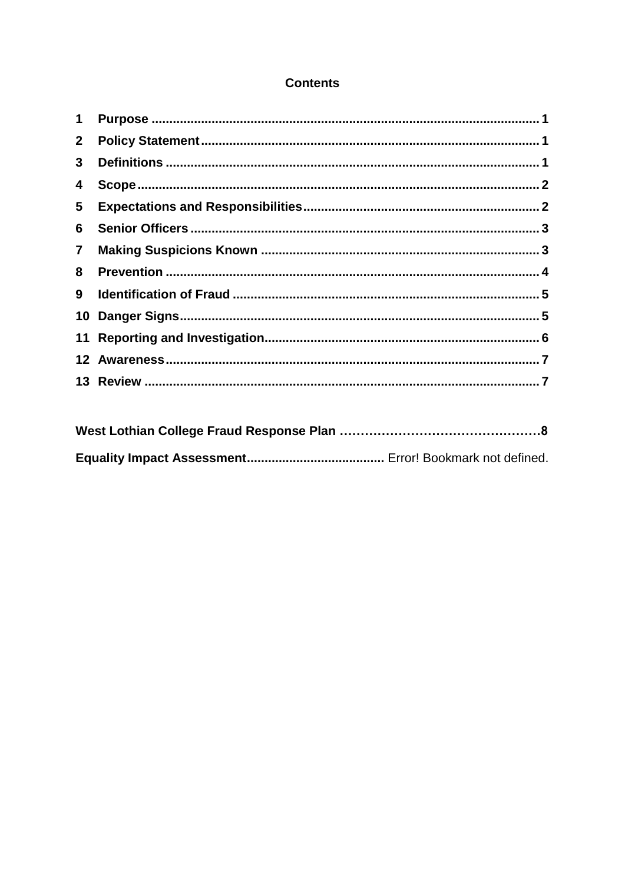**Contents**

| | | |
|---|---|---|
| 1 | **Purpose** | 1 |
| 2 | **Policy Statement** | 1 |
| 3 | **Definitions** | 1 |
| 4 | **Scope** | 2 |
| 5 | **Expectations and Responsibilities** | 2 |
| 6 | **Senior Officers** | 3 |
| 7 | **Making Suspicions Known** | 3 |
| 8 | **Prevention** | 4 |
| 9 | **Identification of Fraud** | 5 |
| 10 | **Danger Signs** | 5 |
| 11 | **Reporting and Investigation** | 6 |
| 12 | **Awareness** | 7 |
| 13 | **Review** | 7 |

**West Lothian College Fraud Response Plan** ............................................**8**

**Equality Impact Assessment**...................................... Error! Bookmark not defined.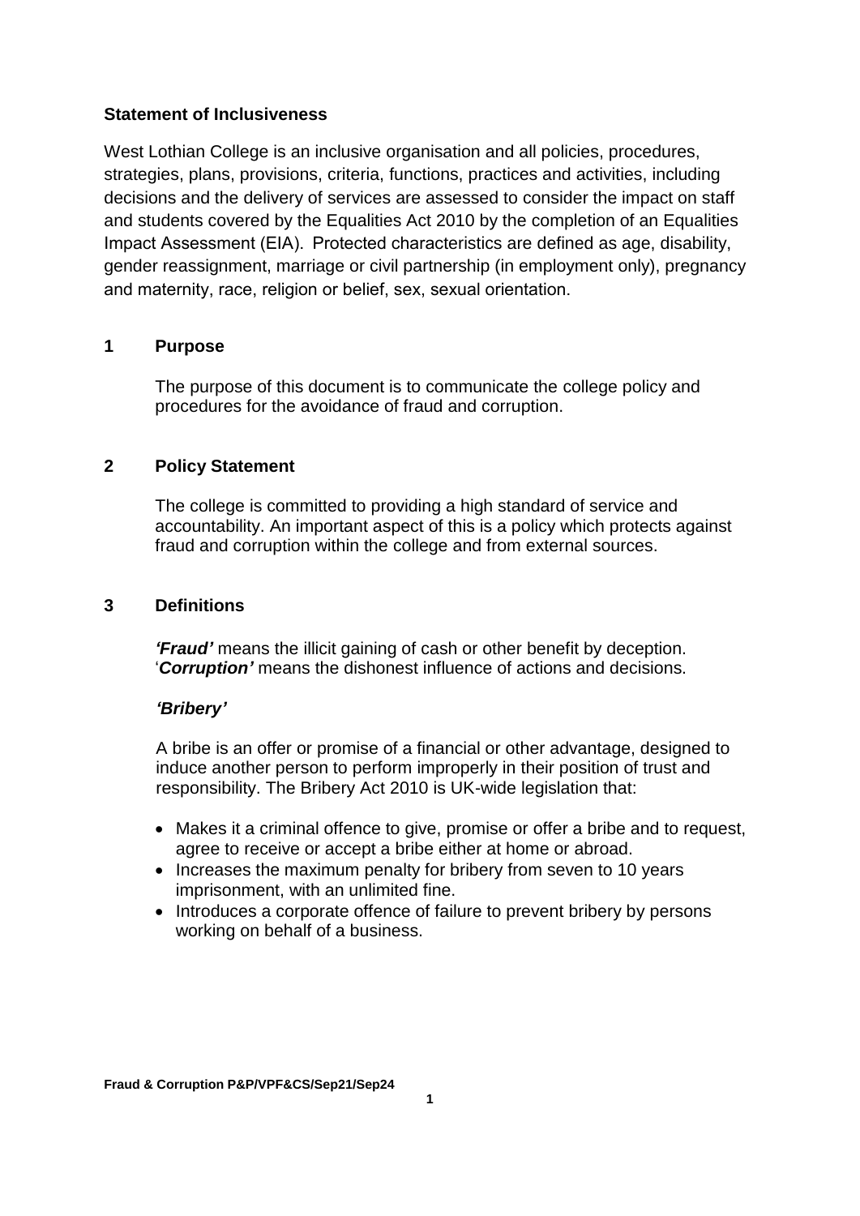**Statement of Inclusiveness**

West Lothian College is an inclusive organisation and all policies, procedures, strategies, plans, provisions, criteria, functions, practices and activities, including decisions and the delivery of services are assessed to consider the impact on staff and students covered by the Equalities Act 2010 by the completion of an Equalities Impact Assessment (EIA). Protected characteristics are defined as age, disability, gender reassignment, marriage or civil partnership (in employment only), pregnancy and maternity, race, religion or belief, sex, sexual orientation.

## 1 Purpose

The purpose of this document is to communicate the college policy and procedures for the avoidance of fraud and corruption.

## 2 Policy Statement

The college is committed to providing a high standard of service and accountability. An important aspect of this is a policy which protects against fraud and corruption within the college and from external sources.

## 3 Definitions

***'Fraud'*** means the illicit gaining of cash or other benefit by deception. '***Corruption'*** means the dishonest influence of actions and decisions.

***'Bribery'***

A bribe is an offer or promise of a financial or other advantage, designed to induce another person to perform improperly in their position of trust and responsibility. The Bribery Act 2010 is UK-wide legislation that:

- Makes it a criminal offence to give, promise or offer a bribe and to request, agree to receive or accept a bribe either at home or abroad.
- Increases the maximum penalty for bribery from seven to 10 years imprisonment, with an unlimited fine.
- Introduces a corporate offence of failure to prevent bribery by persons working on behalf of a business.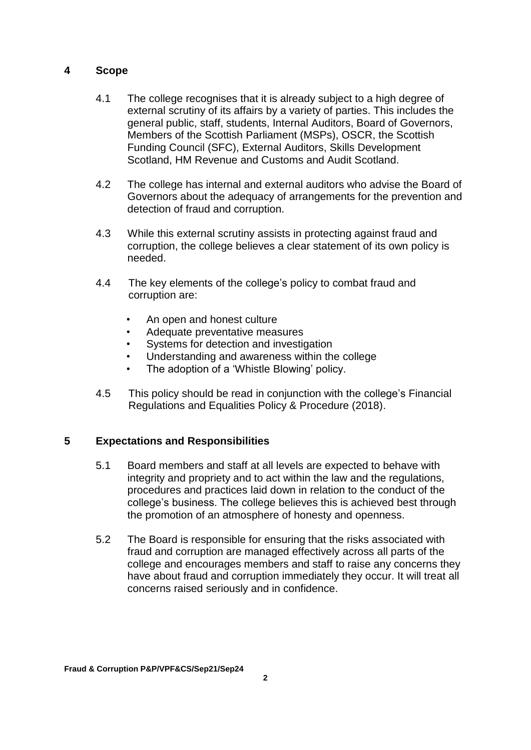## 4 Scope

4.1 The college recognises that it is already subject to a high degree of external scrutiny of its affairs by a variety of parties. This includes the general public, staff, students, Internal Auditors, Board of Governors, Members of the Scottish Parliament (MSPs), OSCR, the Scottish Funding Council (SFC), External Auditors, Skills Development Scotland, HM Revenue and Customs and Audit Scotland.

4.2 The college has internal and external auditors who advise the Board of Governors about the adequacy of arrangements for the prevention and detection of fraud and corruption.

4.3 While this external scrutiny assists in protecting against fraud and corruption, the college believes a clear statement of its own policy is needed.

4.4 The key elements of the college's policy to combat fraud and corruption are:

- An open and honest culture
- Adequate preventative measures
- Systems for detection and investigation
- Understanding and awareness within the college
- The adoption of a 'Whistle Blowing' policy.

4.5 This policy should be read in conjunction with the college's Financial Regulations and Equalities Policy & Procedure (2018).

## 5 Expectations and Responsibilities

5.1 Board members and staff at all levels are expected to behave with integrity and propriety and to act within the law and the regulations, procedures and practices laid down in relation to the conduct of the college's business. The college believes this is achieved best through the promotion of an atmosphere of honesty and openness.

5.2 The Board is responsible for ensuring that the risks associated with fraud and corruption are managed effectively across all parts of the college and encourages members and staff to raise any concerns they have about fraud and corruption immediately they occur. It will treat all concerns raised seriously and in confidence.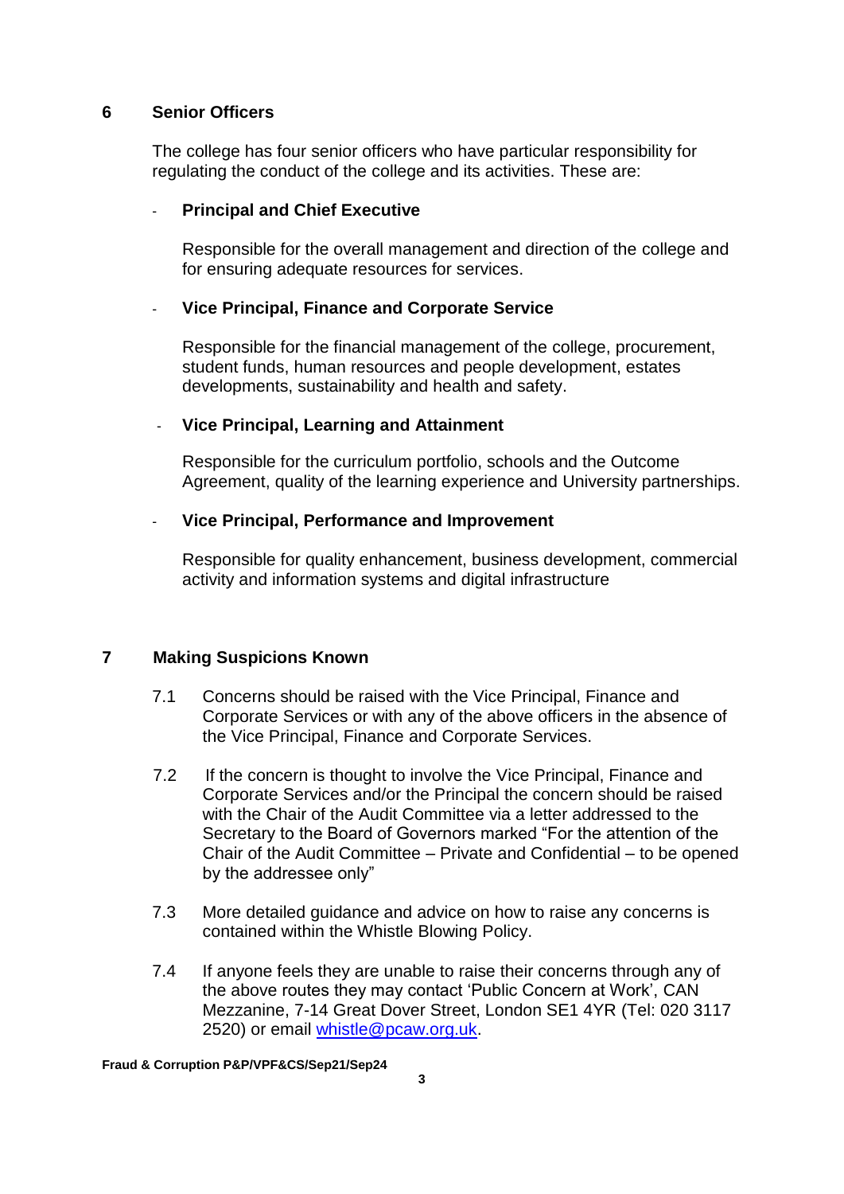## 6 Senior Officers

The college has four senior officers who have particular responsibility for regulating the conduct of the college and its activities. These are:

- **Principal and Chief Executive**

  Responsible for the overall management and direction of the college and for ensuring adequate resources for services.

- **Vice Principal, Finance and Corporate Service**

  Responsible for the financial management of the college, procurement, student funds, human resources and people development, estates developments, sustainability and health and safety.

- **Vice Principal, Learning and Attainment**

  Responsible for the curriculum portfolio, schools and the Outcome Agreement, quality of the learning experience and University partnerships.

- **Vice Principal, Performance and Improvement**

  Responsible for quality enhancement, business development, commercial activity and information systems and digital infrastructure

## 7 Making Suspicions Known

7.1 Concerns should be raised with the Vice Principal, Finance and Corporate Services or with any of the above officers in the absence of the Vice Principal, Finance and Corporate Services.

7.2 If the concern is thought to involve the Vice Principal, Finance and Corporate Services and/or the Principal the concern should be raised with the Chair of the Audit Committee via a letter addressed to the Secretary to the Board of Governors marked "For the attention of the Chair of the Audit Committee – Private and Confidential – to be opened by the addressee only"

7.3 More detailed guidance and advice on how to raise any concerns is contained within the Whistle Blowing Policy.

7.4 If anyone feels they are unable to raise their concerns through any of the above routes they may contact 'Public Concern at Work', CAN Mezzanine, 7-14 Great Dover Street, London SE1 4YR (Tel: 020 3117 2520) or email whistle@pcaw.org.uk.

Fraud & Corruption P&P/VPF&CS/Sep21/Sep24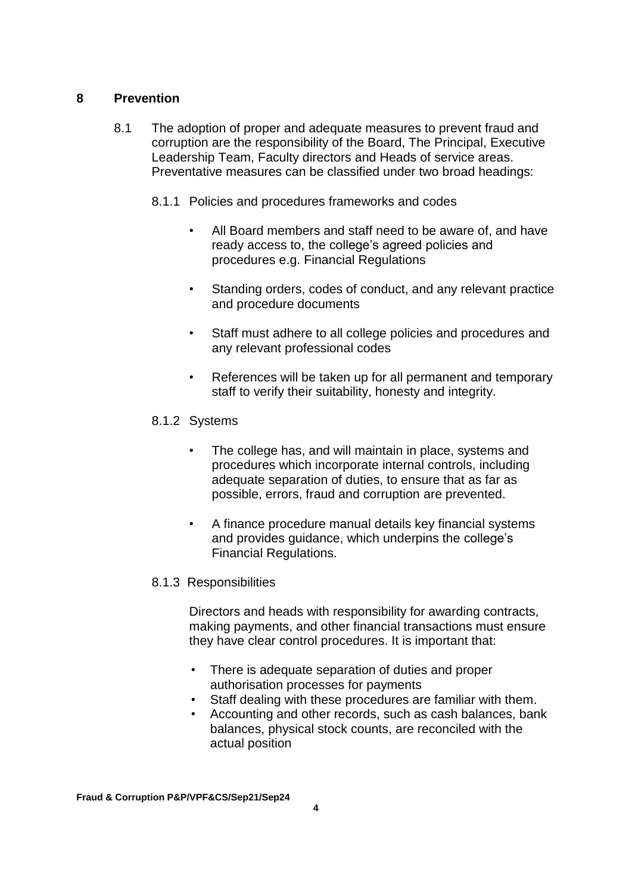## 8 Prevention

8.1 The adoption of proper and adequate measures to prevent fraud and corruption are the responsibility of the Board, The Principal, Executive Leadership Team, Faculty directors and Heads of service areas. Preventative measures can be classified under two broad headings:

8.1.1 Policies and procedures frameworks and codes

- All Board members and staff need to be aware of, and have ready access to, the college's agreed policies and procedures e.g. Financial Regulations
- Standing orders, codes of conduct, and any relevant practice and procedure documents
- Staff must adhere to all college policies and procedures and any relevant professional codes
- References will be taken up for all permanent and temporary staff to verify their suitability, honesty and integrity.

8.1.2 Systems

- The college has, and will maintain in place, systems and procedures which incorporate internal controls, including adequate separation of duties, to ensure that as far as possible, errors, fraud and corruption are prevented.
- A finance procedure manual details key financial systems and provides guidance, which underpins the college's Financial Regulations.

8.1.3 Responsibilities

Directors and heads with responsibility for awarding contracts, making payments, and other financial transactions must ensure they have clear control procedures. It is important that:

- There is adequate separation of duties and proper authorisation processes for payments
- Staff dealing with these procedures are familiar with them.
- Accounting and other records, such as cash balances, bank balances, physical stock counts, are reconciled with the actual position

**Fraud & Corruption P&P/VPF&CS/Sep21/Sep24**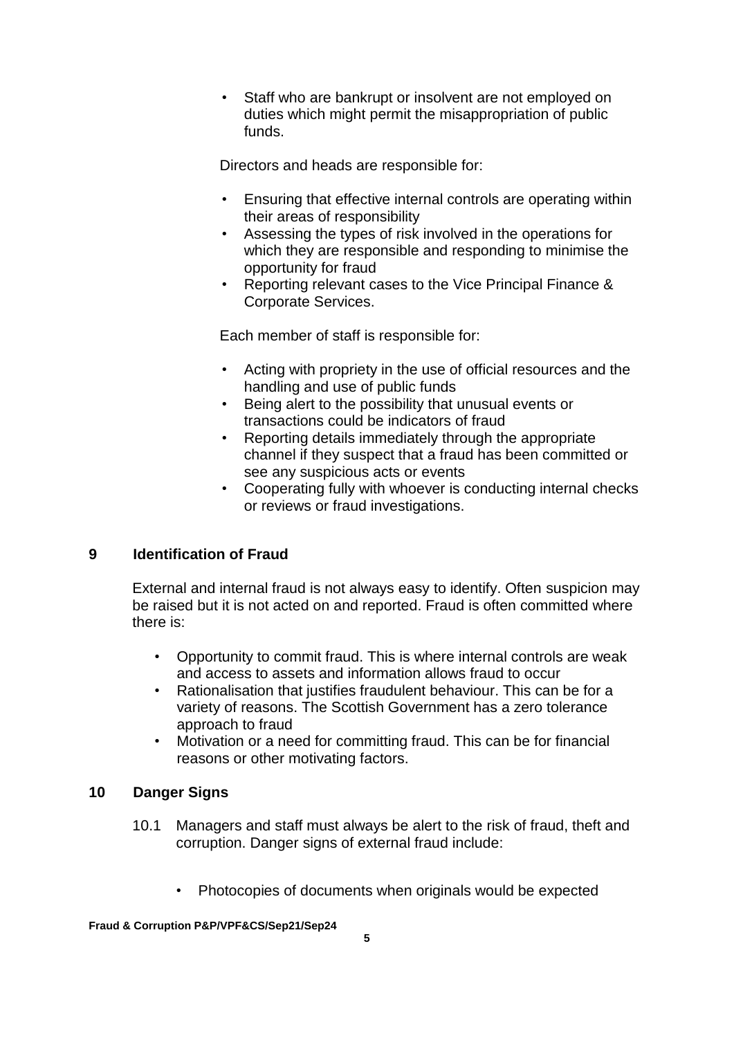- Staff who are bankrupt or insolvent are not employed on duties which might permit the misappropriation of public funds.

Directors and heads are responsible for:

- Ensuring that effective internal controls are operating within their areas of responsibility
- Assessing the types of risk involved in the operations for which they are responsible and responding to minimise the opportunity for fraud
- Reporting relevant cases to the Vice Principal Finance & Corporate Services.

Each member of staff is responsible for:

- Acting with propriety in the use of official resources and the handling and use of public funds
- Being alert to the possibility that unusual events or transactions could be indicators of fraud
- Reporting details immediately through the appropriate channel if they suspect that a fraud has been committed or see any suspicious acts or events
- Cooperating fully with whoever is conducting internal checks or reviews or fraud investigations.

## 9 Identification of Fraud

External and internal fraud is not always easy to identify. Often suspicion may be raised but it is not acted on and reported. Fraud is often committed where there is:

- Opportunity to commit fraud. This is where internal controls are weak and access to assets and information allows fraud to occur
- Rationalisation that justifies fraudulent behaviour. This can be for a variety of reasons. The Scottish Government has a zero tolerance approach to fraud
- Motivation or a need for committing fraud. This can be for financial reasons or other motivating factors.

## 10 Danger Signs

10.1 Managers and staff must always be alert to the risk of fraud, theft and corruption. Danger signs of external fraud include:

- Photocopies of documents when originals would be expected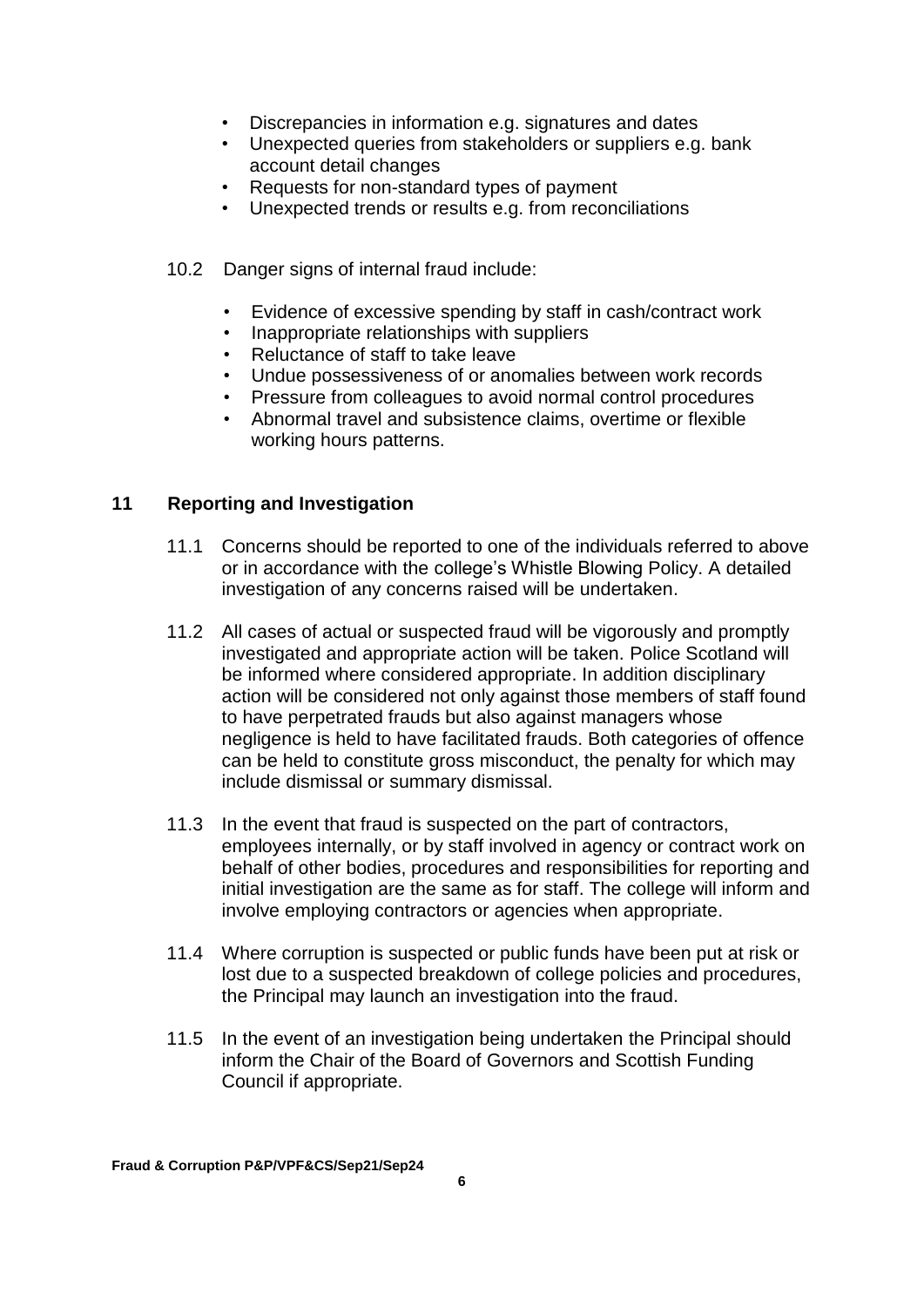- Discrepancies in information e.g. signatures and dates
- Unexpected queries from stakeholders or suppliers e.g. bank account detail changes
- Requests for non-standard types of payment
- Unexpected trends or results e.g. from reconciliations

10.2 Danger signs of internal fraud include:

- Evidence of excessive spending by staff in cash/contract work
- Inappropriate relationships with suppliers
- Reluctance of staff to take leave
- Undue possessiveness of or anomalies between work records
- Pressure from colleagues to avoid normal control procedures
- Abnormal travel and subsistence claims, overtime or flexible working hours patterns.

## 11 Reporting and Investigation

11.1 Concerns should be reported to one of the individuals referred to above or in accordance with the college's Whistle Blowing Policy. A detailed investigation of any concerns raised will be undertaken.

11.2 All cases of actual or suspected fraud will be vigorously and promptly investigated and appropriate action will be taken. Police Scotland will be informed where considered appropriate. In addition disciplinary action will be considered not only against those members of staff found to have perpetrated frauds but also against managers whose negligence is held to have facilitated frauds. Both categories of offence can be held to constitute gross misconduct, the penalty for which may include dismissal or summary dismissal.

11.3 In the event that fraud is suspected on the part of contractors, employees internally, or by staff involved in agency or contract work on behalf of other bodies, procedures and responsibilities for reporting and initial investigation are the same as for staff. The college will inform and involve employing contractors or agencies when appropriate.

11.4 Where corruption is suspected or public funds have been put at risk or lost due to a suspected breakdown of college policies and procedures, the Principal may launch an investigation into the fraud.

11.5 In the event of an investigation being undertaken the Principal should inform the Chair of the Board of Governors and Scottish Funding Council if appropriate.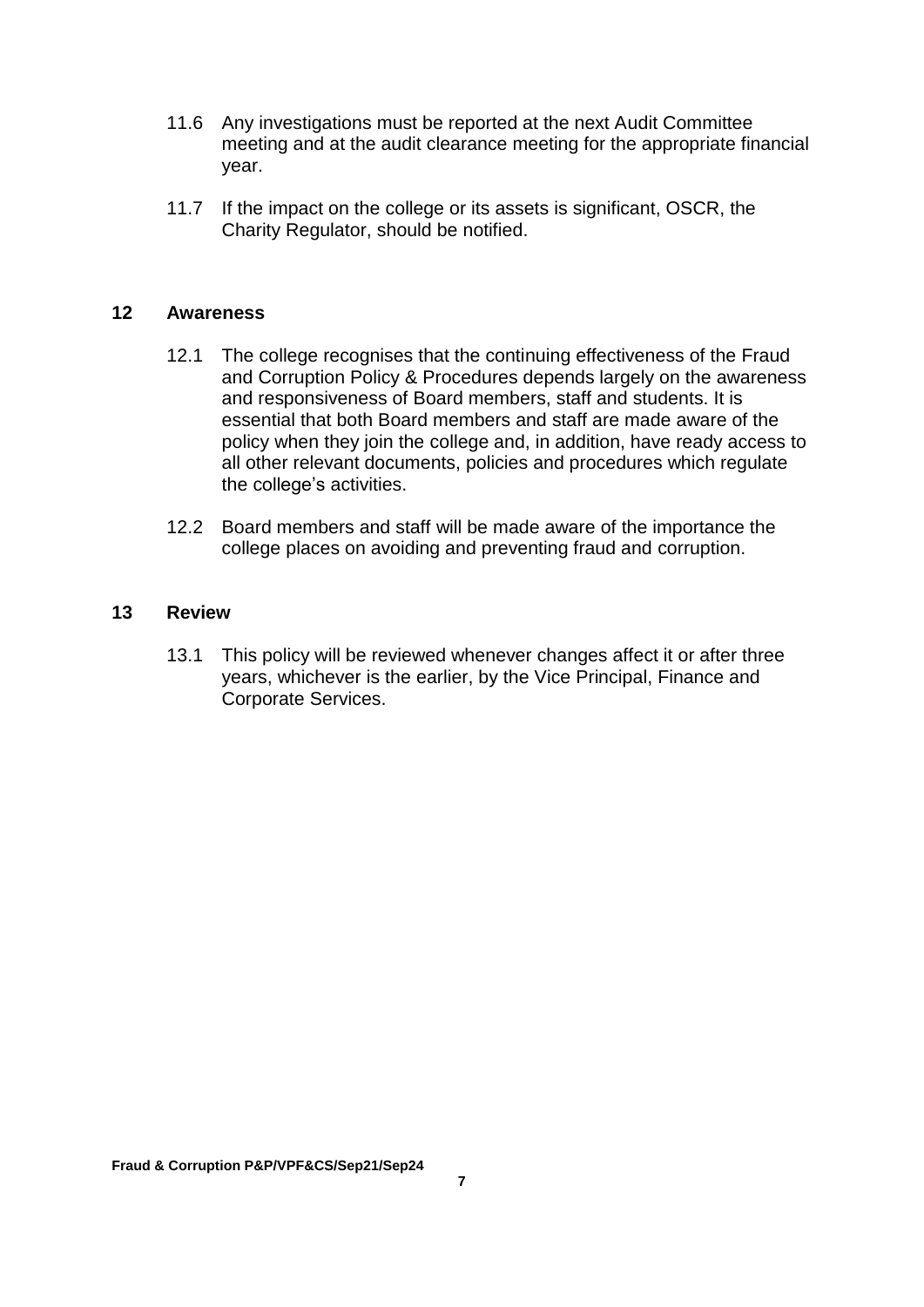11.6 Any investigations must be reported at the next Audit Committee meeting and at the audit clearance meeting for the appropriate financial year.

11.7 If the impact on the college or its assets is significant, OSCR, the Charity Regulator, should be notified.

## 12 Awareness

12.1 The college recognises that the continuing effectiveness of the Fraud and Corruption Policy & Procedures depends largely on the awareness and responsiveness of Board members, staff and students. It is essential that both Board members and staff are made aware of the policy when they join the college and, in addition, have ready access to all other relevant documents, policies and procedures which regulate the college's activities.

12.2 Board members and staff will be made aware of the importance the college places on avoiding and preventing fraud and corruption.

## 13 Review

13.1 This policy will be reviewed whenever changes affect it or after three years, whichever is the earlier, by the Vice Principal, Finance and Corporate Services.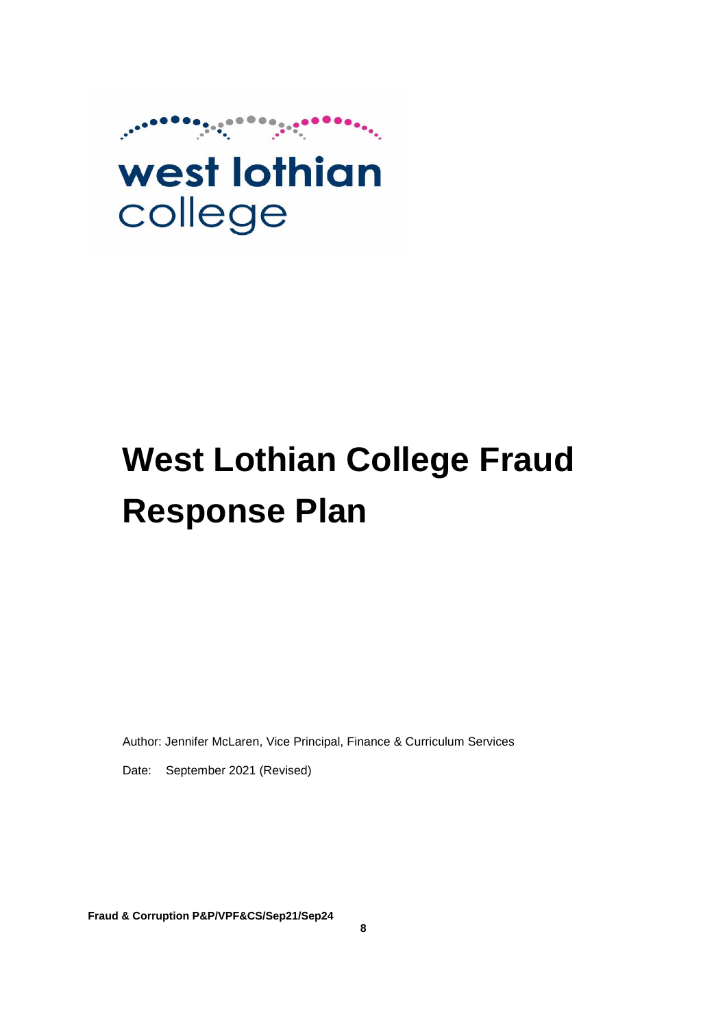# West Lothian College Fraud Response Plan

Author: Jennifer McLaren, Vice Principal, Finance & Curriculum Services

Date: September 2021 (Revised)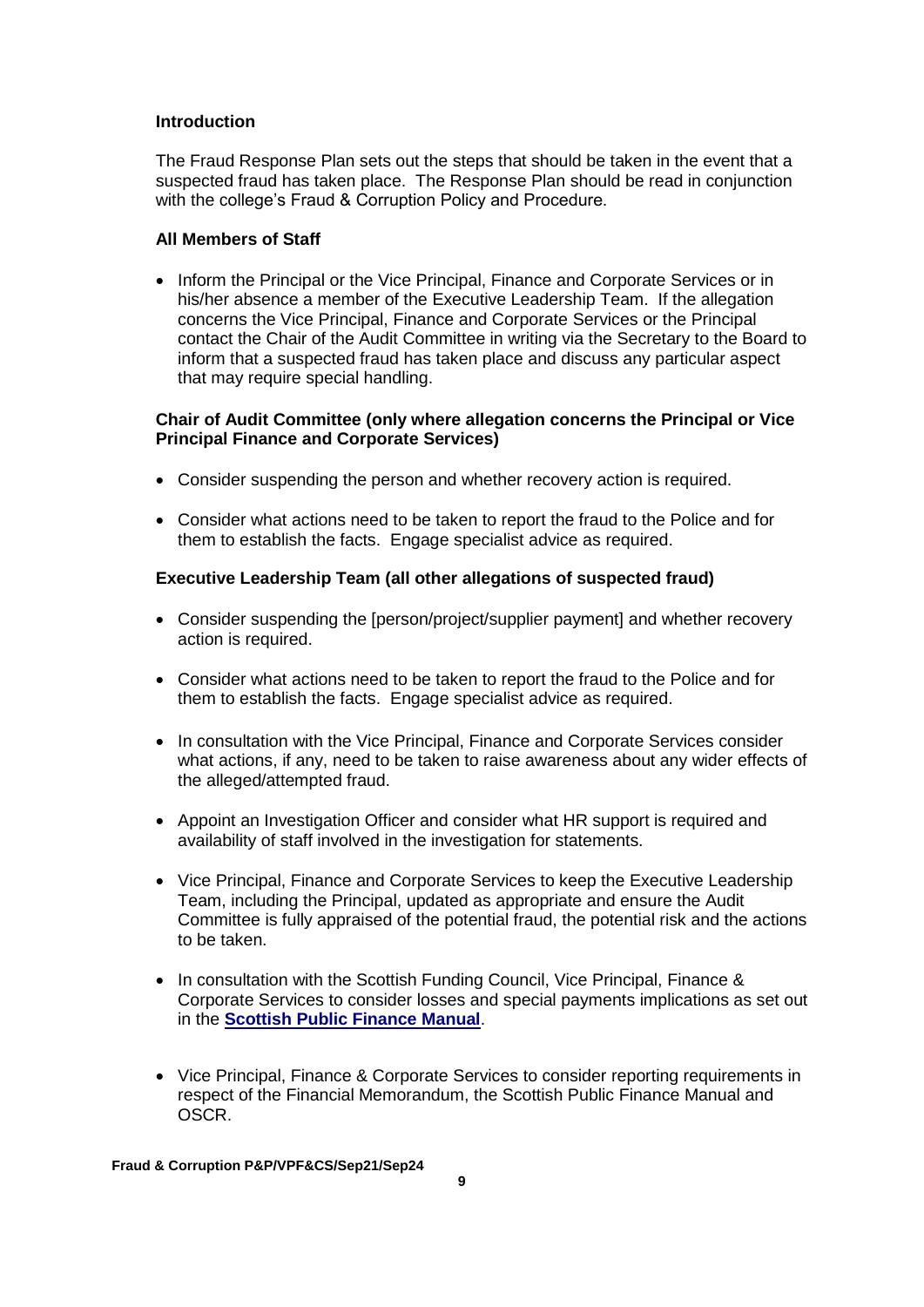**Introduction**

The Fraud Response Plan sets out the steps that should be taken in the event that a suspected fraud has taken place. The Response Plan should be read in conjunction with the college's Fraud & Corruption Policy and Procedure.

**All Members of Staff**

- Inform the Principal or the Vice Principal, Finance and Corporate Services or in his/her absence a member of the Executive Leadership Team. If the allegation concerns the Vice Principal, Finance and Corporate Services or the Principal contact the Chair of the Audit Committee in writing via the Secretary to the Board to inform that a suspected fraud has taken place and discuss any particular aspect that may require special handling.

**Chair of Audit Committee (only where allegation concerns the Principal or Vice Principal Finance and Corporate Services)**

- Consider suspending the person and whether recovery action is required.
- Consider what actions need to be taken to report the fraud to the Police and for them to establish the facts. Engage specialist advice as required.

**Executive Leadership Team (all other allegations of suspected fraud)**

- Consider suspending the [person/project/supplier payment] and whether recovery action is required.
- Consider what actions need to be taken to report the fraud to the Police and for them to establish the facts. Engage specialist advice as required.
- In consultation with the Vice Principal, Finance and Corporate Services consider what actions, if any, need to be taken to raise awareness about any wider effects of the alleged/attempted fraud.
- Appoint an Investigation Officer and consider what HR support is required and availability of staff involved in the investigation for statements.
- Vice Principal, Finance and Corporate Services to keep the Executive Leadership Team, including the Principal, updated as appropriate and ensure the Audit Committee is fully appraised of the potential fraud, the potential risk and the actions to be taken.
- In consultation with the Scottish Funding Council, Vice Principal, Finance & Corporate Services to consider losses and special payments implications as set out in the **Scottish Public Finance Manual**.
- Vice Principal, Finance & Corporate Services to consider reporting requirements in respect of the Financial Memorandum, the Scottish Public Finance Manual and OSCR.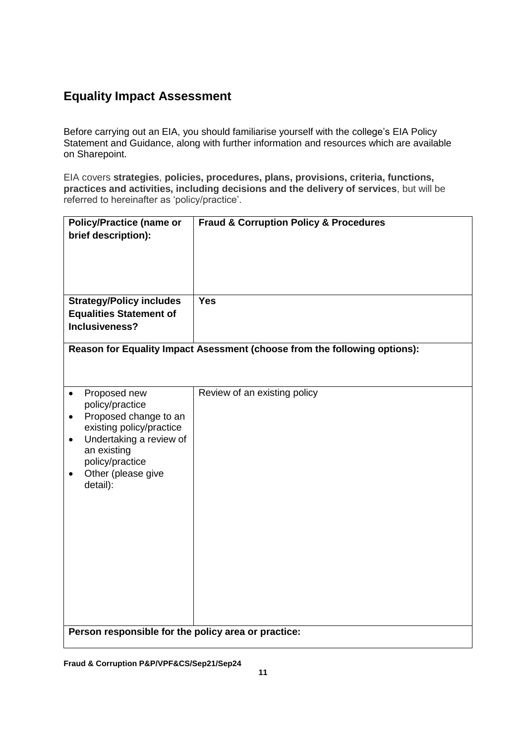## Equality Impact Assessment

Before carrying out an EIA, you should familiarise yourself with the college's EIA Policy Statement and Guidance, along with further information and resources which are available on Sharepoint.

EIA covers **strategies**, **policies, procedures, plans, provisions, criteria, functions, practices and activities, including decisions and the delivery of services**, but will be referred to hereinafter as 'policy/practice'.

| **Policy/Practice (name or brief description):** | **Fraud & Corruption Policy & Procedures** |
|---|---|
| **Strategy/Policy includes Equalities Statement of Inclusiveness?** | **Yes** |
| **Reason for Equality Impact Asessment (choose from the following options):** | |
| • Proposed new policy/practice<br>• Proposed change to an existing policy/practice<br>• Undertaking a review of an existing policy/practice<br>• Other (please give detail): | Review of an existing policy |
| **Person responsible for the policy area or practice:** | |

**Fraud & Corruption P&P/VPF&CS/Sep21/Sep24**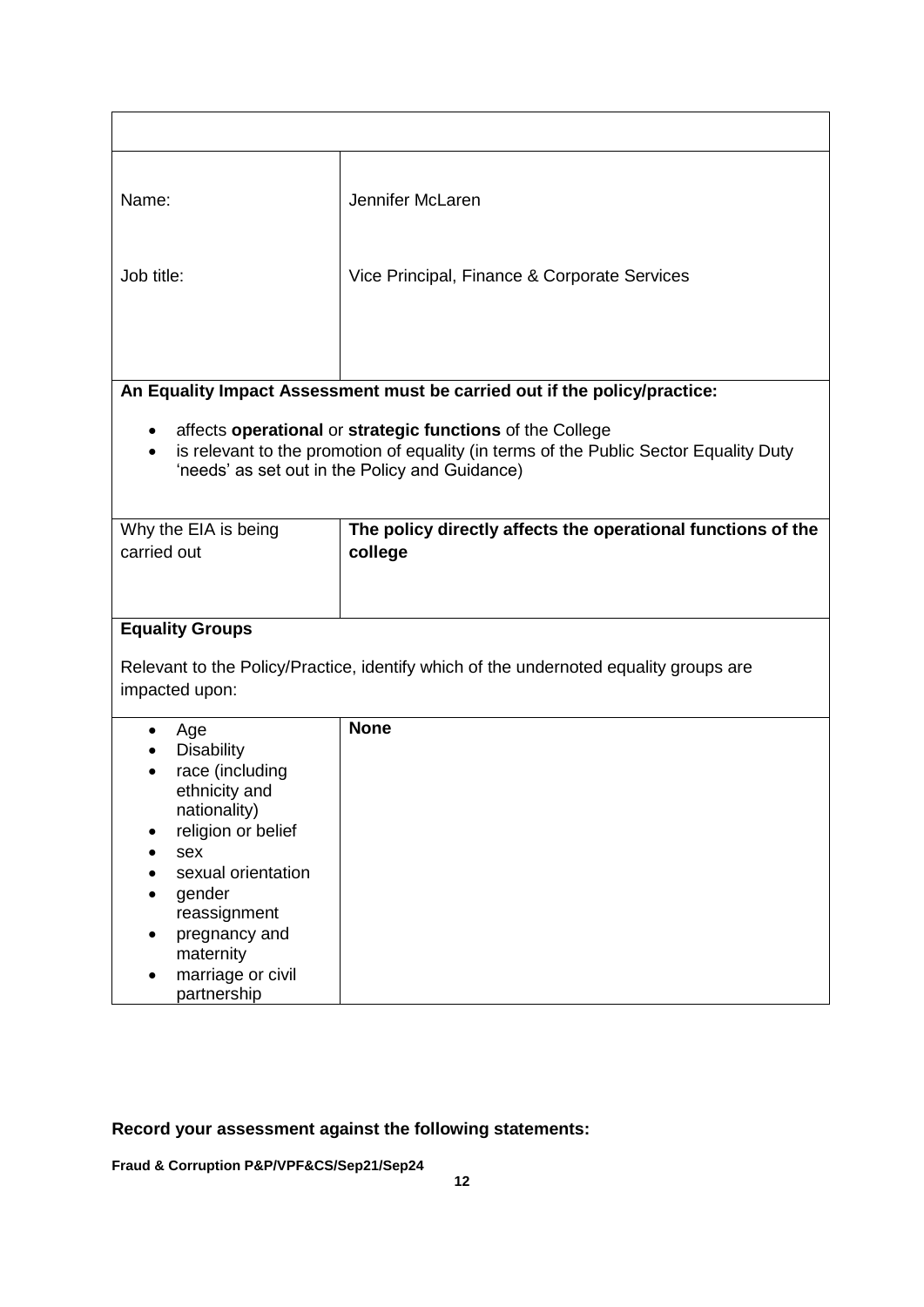| | |
|---|---|
| Name: | Jennifer McLaren |
| Job title: | Vice Principal, Finance & Corporate Services |

**An Equality Impact Assessment must be carried out if the policy/practice:**

- affects **operational** or **strategic functions** of the College
- is relevant to the promotion of equality (in terms of the Public Sector Equality Duty 'needs' as set out in the Policy and Guidance)

| | |
|---|---|
| Why the EIA is being carried out | **The policy directly affects the operational functions of the college** |

**Equality Groups**

Relevant to the Policy/Practice, identify which of the undernoted equality groups are impacted upon:

| | |
|---|---|
| • Age<br>• Disability<br>• race (including ethnicity and nationality)<br>• religion or belief<br>• sex<br>• sexual orientation<br>• gender reassignment<br>• pregnancy and maternity<br>• marriage or civil partnership | **None** |

**Record your assessment against the following statements:**

**Fraud & Corruption P&P/VPF&CS/Sep21/Sep24**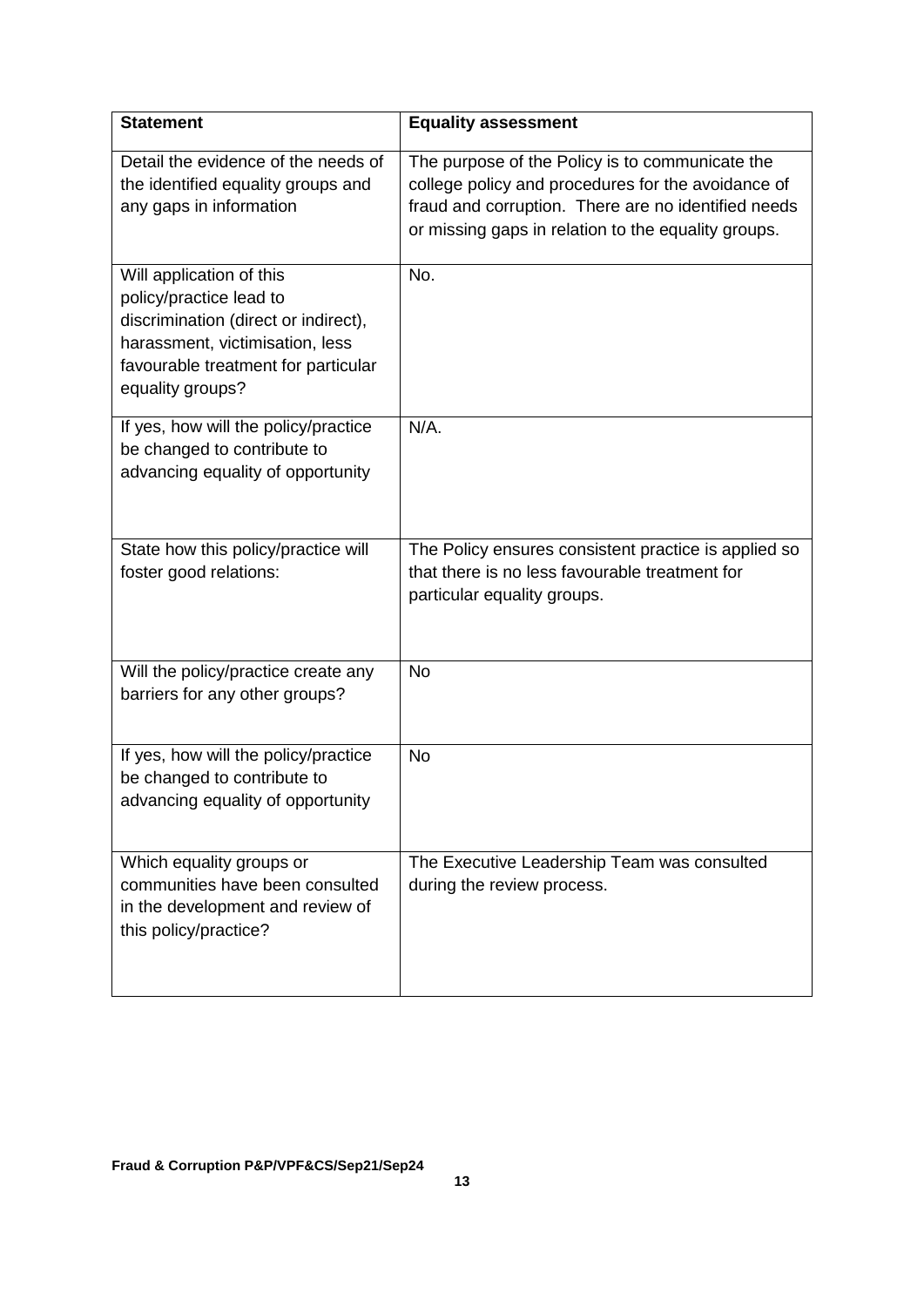| Statement | Equality assessment |
|---|---|
| Detail the evidence of the needs of the identified equality groups and any gaps in information | The purpose of the Policy is to communicate the college policy and procedures for the avoidance of fraud and corruption. There are no identified needs or missing gaps in relation to the equality groups. |
| Will application of this policy/practice lead to discrimination (direct or indirect), harassment, victimisation, less favourable treatment for particular equality groups? | No. |
| If yes, how will the policy/practice be changed to contribute to advancing equality of opportunity | N/A. |
| State how this policy/practice will foster good relations: | The Policy ensures consistent practice is applied so that there is no less favourable treatment for particular equality groups. |
| Will the policy/practice create any barriers for any other groups? | No |
| If yes, how will the policy/practice be changed to contribute to advancing equality of opportunity | No |
| Which equality groups or communities have been consulted in the development and review of this policy/practice? | The Executive Leadership Team was consulted during the review process. |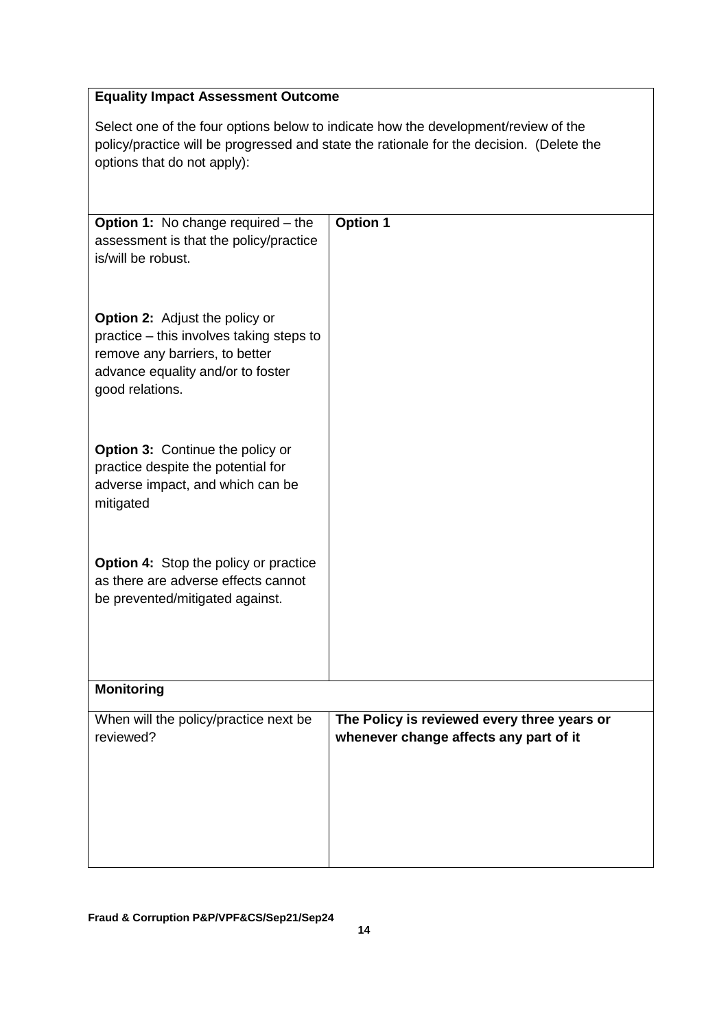| **Equality Impact Assessment Outcome** | |
|---|---|
| Select one of the four options below to indicate how the development/review of the policy/practice will be progressed and state the rationale for the decision. (Delete the options that do not apply): | |
| **Option 1:** No change required – the assessment is that the policy/practice is/will be robust.<br><br>**Option 2:** Adjust the policy or practice – this involves taking steps to remove any barriers, to better advance equality and/or to foster good relations.<br><br>**Option 3:** Continue the policy or practice despite the potential for adverse impact, and which can be mitigated<br><br>**Option 4:** Stop the policy or practice as there are adverse effects cannot be prevented/mitigated against. | **Option 1** |
| **Monitoring** | |
| When will the policy/practice next be reviewed? | **The Policy is reviewed every three years or whenever change affects any part of it** |

**Fraud & Corruption P&P/VPF&CS/Sep21/Sep24**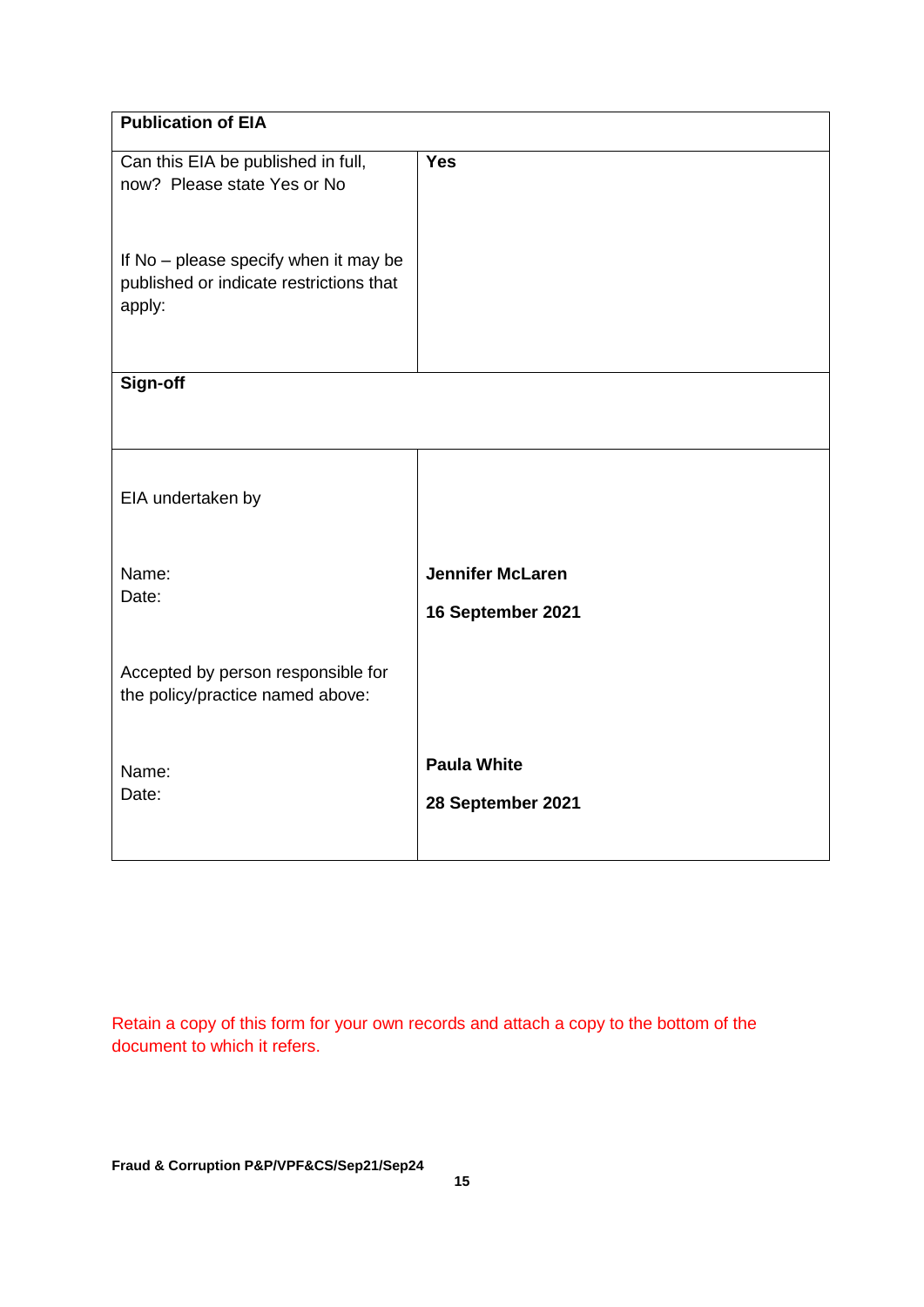| **Publication of EIA** | |
|---|---|
| Can this EIA be published in full, now? Please state Yes or No<br><br>If No – please specify when it may be published or indicate restrictions that apply: | **Yes** |
| **Sign-off** | |
| EIA undertaken by<br><br>Name:<br>Date: | <br><br>**Jennifer McLaren**<br>**16 September 2021** |
| Accepted by person responsible for the policy/practice named above:<br><br>Name:<br>Date: | <br><br>**Paula White**<br>**28 September 2021** |

Retain a copy of this form for your own records and attach a copy to the bottom of the document to which it refers.

**Fraud & Corruption P&P/VPF&CS/Sep21/Sep24**